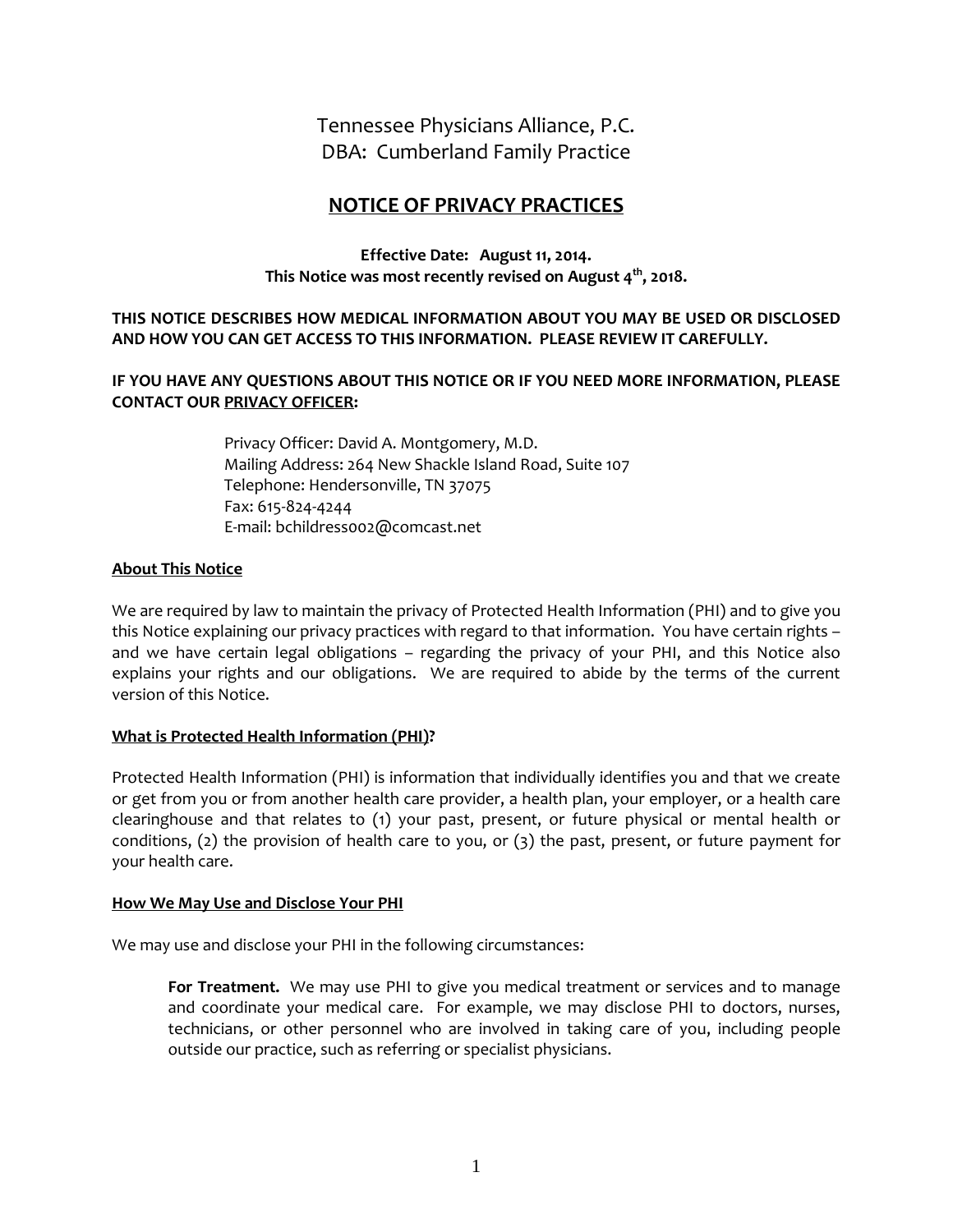Tennessee Physicians Alliance, P.C.
DBA: Cumberland Family Practice

# NOTICE OF PRIVACY PRACTICES

**Effective Date: August 11, 2014.**
**This Notice was most recently revised on August 4th, 2018.**

**THIS NOTICE DESCRIBES HOW MEDICAL INFORMATION ABOUT YOU MAY BE USED OR DISCLOSED AND HOW YOU CAN GET ACCESS TO THIS INFORMATION. PLEASE REVIEW IT CAREFULLY.**

**IF YOU HAVE ANY QUESTIONS ABOUT THIS NOTICE OR IF YOU NEED MORE INFORMATION, PLEASE CONTACT OUR PRIVACY OFFICER:**

Privacy Officer: David A. Montgomery, M.D.
Mailing Address: 264 New Shackle Island Road, Suite 107
Telephone: Hendersonville, TN 37075
Fax: 615-824-4244
E-mail: bchildress002@comcast.net

## About This Notice

We are required by law to maintain the privacy of Protected Health Information (PHI) and to give you this Notice explaining our privacy practices with regard to that information. You have certain rights – and we have certain legal obligations – regarding the privacy of your PHI, and this Notice also explains your rights and our obligations. We are required to abide by the terms of the current version of this Notice.

## What is Protected Health Information (PHI)?

Protected Health Information (PHI) is information that individually identifies you and that we create or get from you or from another health care provider, a health plan, your employer, or a health care clearinghouse and that relates to (1) your past, present, or future physical or mental health or conditions, (2) the provision of health care to you, or (3) the past, present, or future payment for your health care.

## How We May Use and Disclose Your PHI

We may use and disclose your PHI in the following circumstances:

**For Treatment.** We may use PHI to give you medical treatment or services and to manage and coordinate your medical care. For example, we may disclose PHI to doctors, nurses, technicians, or other personnel who are involved in taking care of you, including people outside our practice, such as referring or specialist physicians.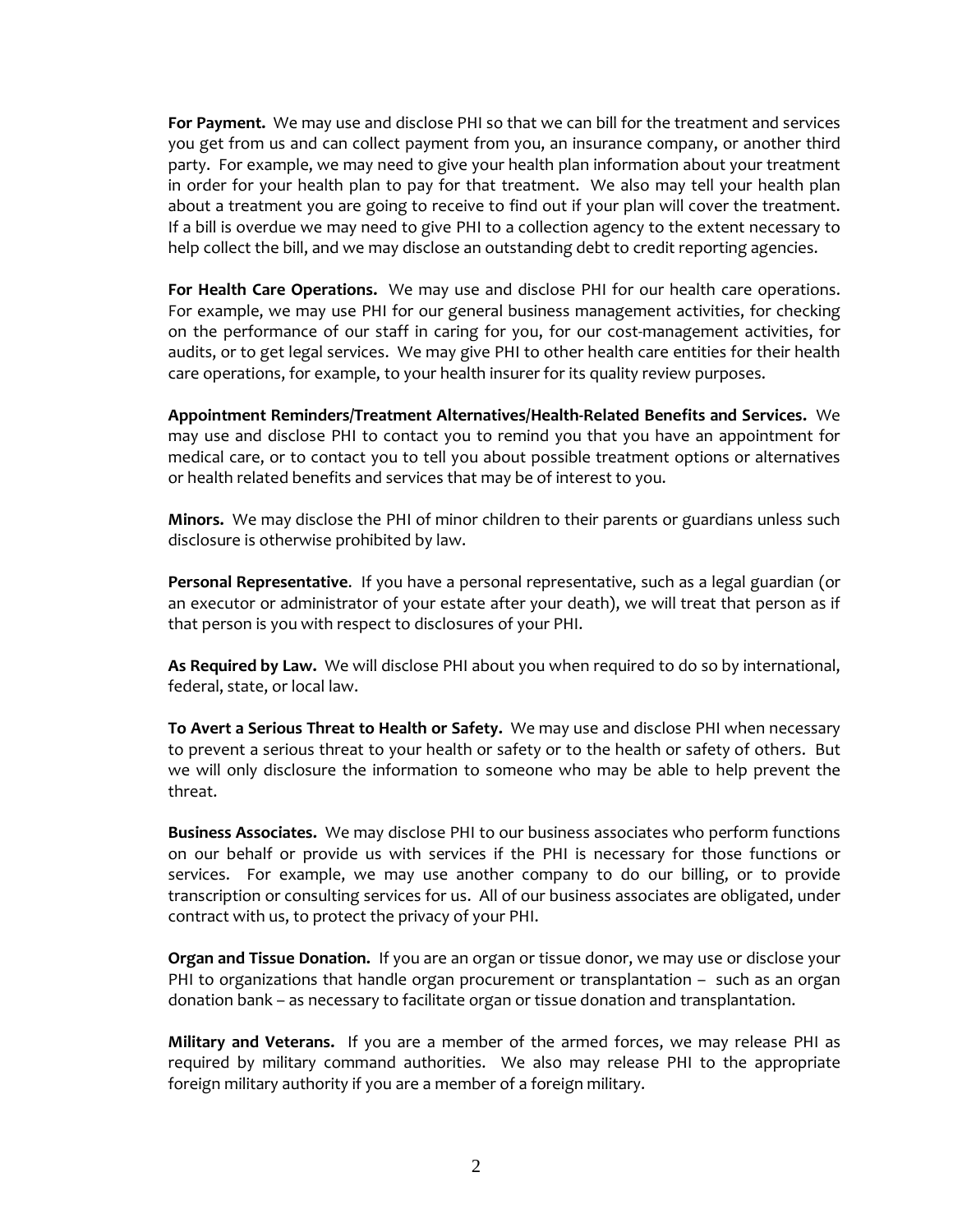**For Payment.** We may use and disclose PHI so that we can bill for the treatment and services you get from us and can collect payment from you, an insurance company, or another third party. For example, we may need to give your health plan information about your treatment in order for your health plan to pay for that treatment. We also may tell your health plan about a treatment you are going to receive to find out if your plan will cover the treatment. If a bill is overdue we may need to give PHI to a collection agency to the extent necessary to help collect the bill, and we may disclose an outstanding debt to credit reporting agencies.

**For Health Care Operations.** We may use and disclose PHI for our health care operations. For example, we may use PHI for our general business management activities, for checking on the performance of our staff in caring for you, for our cost-management activities, for audits, or to get legal services. We may give PHI to other health care entities for their health care operations, for example, to your health insurer for its quality review purposes.

**Appointment Reminders/Treatment Alternatives/Health-Related Benefits and Services.** We may use and disclose PHI to contact you to remind you that you have an appointment for medical care, or to contact you to tell you about possible treatment options or alternatives or health related benefits and services that may be of interest to you.

**Minors.** We may disclose the PHI of minor children to their parents or guardians unless such disclosure is otherwise prohibited by law.

**Personal Representative**. If you have a personal representative, such as a legal guardian (or an executor or administrator of your estate after your death), we will treat that person as if that person is you with respect to disclosures of your PHI.

**As Required by Law.** We will disclose PHI about you when required to do so by international, federal, state, or local law.

**To Avert a Serious Threat to Health or Safety.** We may use and disclose PHI when necessary to prevent a serious threat to your health or safety or to the health or safety of others. But we will only disclosure the information to someone who may be able to help prevent the threat.

**Business Associates.** We may disclose PHI to our business associates who perform functions on our behalf or provide us with services if the PHI is necessary for those functions or services. For example, we may use another company to do our billing, or to provide transcription or consulting services for us. All of our business associates are obligated, under contract with us, to protect the privacy of your PHI.

**Organ and Tissue Donation.** If you are an organ or tissue donor, we may use or disclose your PHI to organizations that handle organ procurement or transplantation – such as an organ donation bank – as necessary to facilitate organ or tissue donation and transplantation.

**Military and Veterans.** If you are a member of the armed forces, we may release PHI as required by military command authorities. We also may release PHI to the appropriate foreign military authority if you are a member of a foreign military.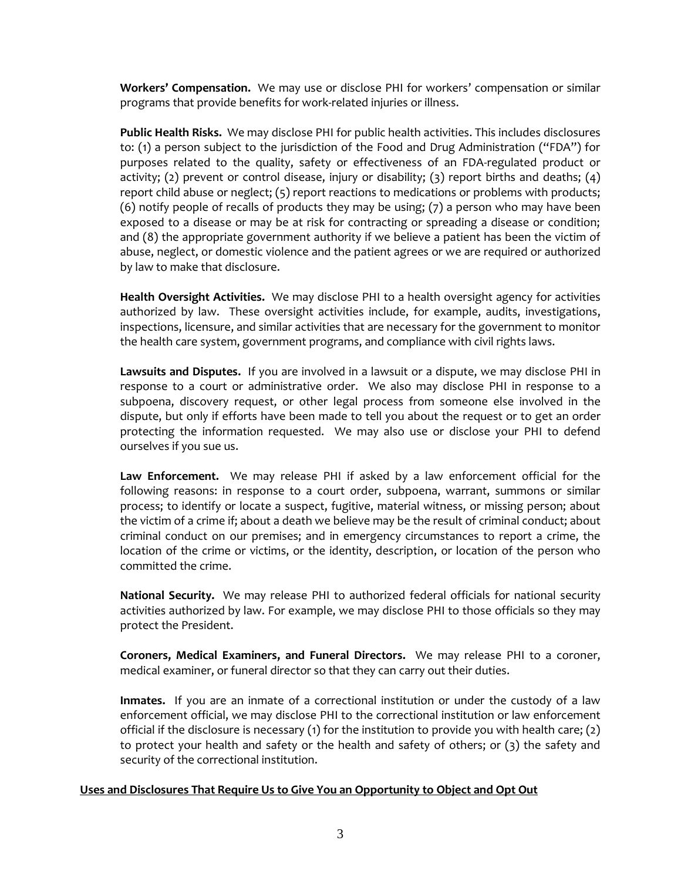**Workers' Compensation.** We may use or disclose PHI for workers' compensation or similar programs that provide benefits for work-related injuries or illness.

**Public Health Risks.** We may disclose PHI for public health activities. This includes disclosures to: (1) a person subject to the jurisdiction of the Food and Drug Administration ("FDA") for purposes related to the quality, safety or effectiveness of an FDA-regulated product or activity; (2) prevent or control disease, injury or disability; (3) report births and deaths; (4) report child abuse or neglect; (5) report reactions to medications or problems with products; (6) notify people of recalls of products they may be using; (7) a person who may have been exposed to a disease or may be at risk for contracting or spreading a disease or condition; and (8) the appropriate government authority if we believe a patient has been the victim of abuse, neglect, or domestic violence and the patient agrees or we are required or authorized by law to make that disclosure.

**Health Oversight Activities.** We may disclose PHI to a health oversight agency for activities authorized by law. These oversight activities include, for example, audits, investigations, inspections, licensure, and similar activities that are necessary for the government to monitor the health care system, government programs, and compliance with civil rights laws.

**Lawsuits and Disputes.** If you are involved in a lawsuit or a dispute, we may disclose PHI in response to a court or administrative order. We also may disclose PHI in response to a subpoena, discovery request, or other legal process from someone else involved in the dispute, but only if efforts have been made to tell you about the request or to get an order protecting the information requested. We may also use or disclose your PHI to defend ourselves if you sue us.

**Law Enforcement.** We may release PHI if asked by a law enforcement official for the following reasons: in response to a court order, subpoena, warrant, summons or similar process; to identify or locate a suspect, fugitive, material witness, or missing person; about the victim of a crime if; about a death we believe may be the result of criminal conduct; about criminal conduct on our premises; and in emergency circumstances to report a crime, the location of the crime or victims, or the identity, description, or location of the person who committed the crime.

**National Security.** We may release PHI to authorized federal officials for national security activities authorized by law. For example, we may disclose PHI to those officials so they may protect the President.

**Coroners, Medical Examiners, and Funeral Directors.** We may release PHI to a coroner, medical examiner, or funeral director so that they can carry out their duties.

**Inmates.** If you are an inmate of a correctional institution or under the custody of a law enforcement official, we may disclose PHI to the correctional institution or law enforcement official if the disclosure is necessary (1) for the institution to provide you with health care; (2) to protect your health and safety or the health and safety of others; or (3) the safety and security of the correctional institution.

**Uses and Disclosures That Require Us to Give You an Opportunity to Object and Opt Out**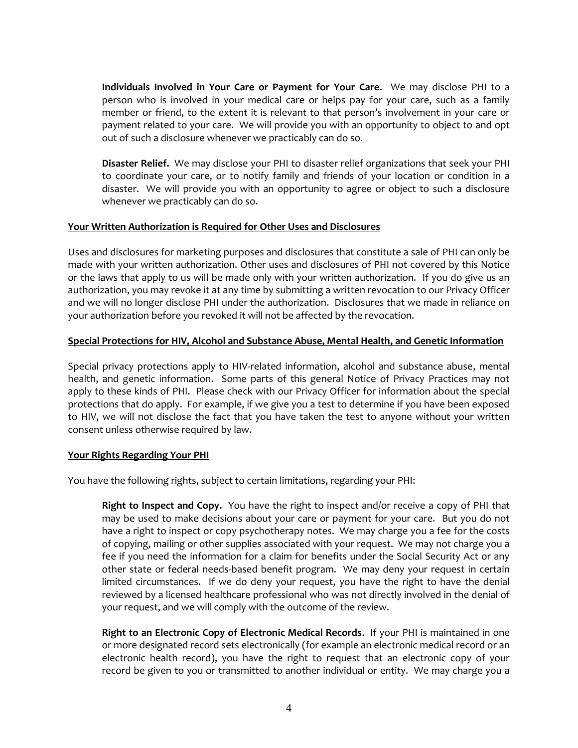**Individuals Involved in Your Care or Payment for Your Care.** We may disclose PHI to a person who is involved in your medical care or helps pay for your care, such as a family member or friend, to the extent it is relevant to that person's involvement in your care or payment related to your care. We will provide you with an opportunity to object to and opt out of such a disclosure whenever we practicably can do so.

**Disaster Relief.** We may disclose your PHI to disaster relief organizations that seek your PHI to coordinate your care, or to notify family and friends of your location or condition in a disaster. We will provide you with an opportunity to agree or object to such a disclosure whenever we practicably can do so.

## Your Written Authorization is Required for Other Uses and Disclosures

Uses and disclosures for marketing purposes and disclosures that constitute a sale of PHI can only be made with your written authorization. Other uses and disclosures of PHI not covered by this Notice or the laws that apply to us will be made only with your written authorization. If you do give us an authorization, you may revoke it at any time by submitting a written revocation to our Privacy Officer and we will no longer disclose PHI under the authorization. Disclosures that we made in reliance on your authorization before you revoked it will not be affected by the revocation.

## Special Protections for HIV, Alcohol and Substance Abuse, Mental Health, and Genetic Information

Special privacy protections apply to HIV-related information, alcohol and substance abuse, mental health, and genetic information. Some parts of this general Notice of Privacy Practices may not apply to these kinds of PHI. Please check with our Privacy Officer for information about the special protections that do apply. For example, if we give you a test to determine if you have been exposed to HIV, we will not disclose the fact that you have taken the test to anyone without your written consent unless otherwise required by law.

## Your Rights Regarding Your PHI

You have the following rights, subject to certain limitations, regarding your PHI:

**Right to Inspect and Copy.** You have the right to inspect and/or receive a copy of PHI that may be used to make decisions about your care or payment for your care. But you do not have a right to inspect or copy psychotherapy notes. We may charge you a fee for the costs of copying, mailing or other supplies associated with your request. We may not charge you a fee if you need the information for a claim for benefits under the Social Security Act or any other state or federal needs-based benefit program. We may deny your request in certain limited circumstances. If we do deny your request, you have the right to have the denial reviewed by a licensed healthcare professional who was not directly involved in the denial of your request, and we will comply with the outcome of the review.

**Right to an Electronic Copy of Electronic Medical Records**. If your PHI is maintained in one or more designated record sets electronically (for example an electronic medical record or an electronic health record), you have the right to request that an electronic copy of your record be given to you or transmitted to another individual or entity. We may charge you a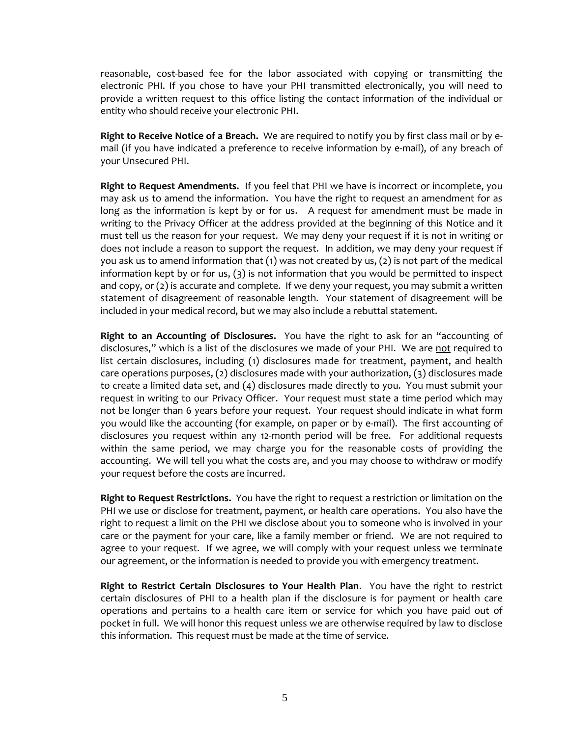reasonable, cost-based fee for the labor associated with copying or transmitting the electronic PHI. If you chose to have your PHI transmitted electronically, you will need to provide a written request to this office listing the contact information of the individual or entity who should receive your electronic PHI.

**Right to Receive Notice of a Breach.** We are required to notify you by first class mail or by e-mail (if you have indicated a preference to receive information by e-mail), of any breach of your Unsecured PHI.

**Right to Request Amendments.** If you feel that PHI we have is incorrect or incomplete, you may ask us to amend the information. You have the right to request an amendment for as long as the information is kept by or for us. A request for amendment must be made in writing to the Privacy Officer at the address provided at the beginning of this Notice and it must tell us the reason for your request. We may deny your request if it is not in writing or does not include a reason to support the request. In addition, we may deny your request if you ask us to amend information that (1) was not created by us, (2) is not part of the medical information kept by or for us, (3) is not information that you would be permitted to inspect and copy, or (2) is accurate and complete. If we deny your request, you may submit a written statement of disagreement of reasonable length. Your statement of disagreement will be included in your medical record, but we may also include a rebuttal statement.

**Right to an Accounting of Disclosures.** You have the right to ask for an "accounting of disclosures," which is a list of the disclosures we made of your PHI. We are <u>not</u> required to list certain disclosures, including (1) disclosures made for treatment, payment, and health care operations purposes, (2) disclosures made with your authorization, (3) disclosures made to create a limited data set, and (4) disclosures made directly to you. You must submit your request in writing to our Privacy Officer. Your request must state a time period which may not be longer than 6 years before your request. Your request should indicate in what form you would like the accounting (for example, on paper or by e-mail). The first accounting of disclosures you request within any 12-month period will be free. For additional requests within the same period, we may charge you for the reasonable costs of providing the accounting. We will tell you what the costs are, and you may choose to withdraw or modify your request before the costs are incurred.

**Right to Request Restrictions.** You have the right to request a restriction or limitation on the PHI we use or disclose for treatment, payment, or health care operations. You also have the right to request a limit on the PHI we disclose about you to someone who is involved in your care or the payment for your care, like a family member or friend. We are not required to agree to your request. If we agree, we will comply with your request unless we terminate our agreement, or the information is needed to provide you with emergency treatment.

**Right to Restrict Certain Disclosures to Your Health Plan**. You have the right to restrict certain disclosures of PHI to a health plan if the disclosure is for payment or health care operations and pertains to a health care item or service for which you have paid out of pocket in full. We will honor this request unless we are otherwise required by law to disclose this information. This request must be made at the time of service.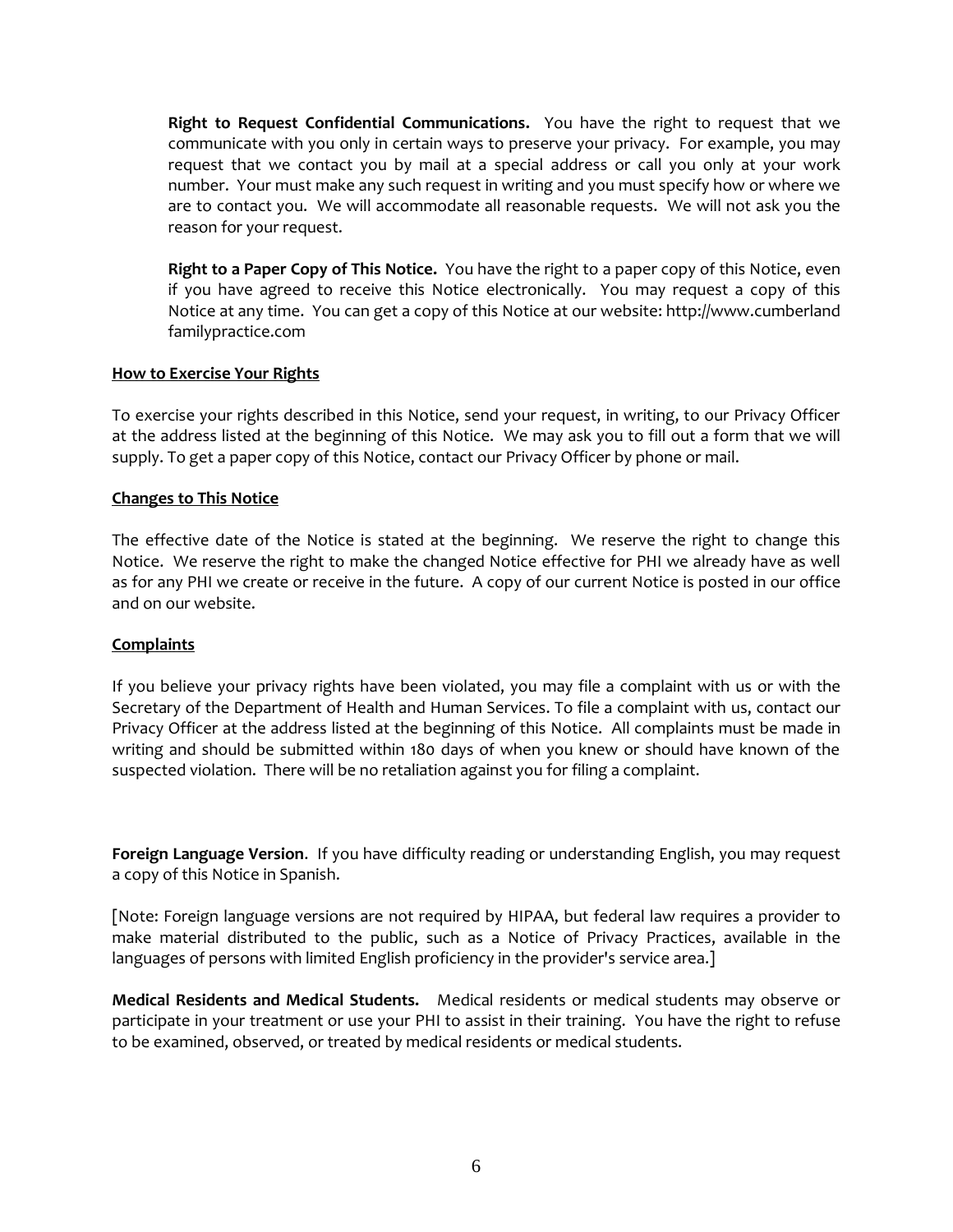**Right to Request Confidential Communications.** You have the right to request that we communicate with you only in certain ways to preserve your privacy. For example, you may request that we contact you by mail at a special address or call you only at your work number. Your must make any such request in writing and you must specify how or where we are to contact you. We will accommodate all reasonable requests. We will not ask you the reason for your request.

**Right to a Paper Copy of This Notice.** You have the right to a paper copy of this Notice, even if you have agreed to receive this Notice electronically. You may request a copy of this Notice at any time. You can get a copy of this Notice at our website: http://www.cumberland familypractice.com

## How to Exercise Your Rights

To exercise your rights described in this Notice, send your request, in writing, to our Privacy Officer at the address listed at the beginning of this Notice. We may ask you to fill out a form that we will supply. To get a paper copy of this Notice, contact our Privacy Officer by phone or mail.

## Changes to This Notice

The effective date of the Notice is stated at the beginning. We reserve the right to change this Notice. We reserve the right to make the changed Notice effective for PHI we already have as well as for any PHI we create or receive in the future. A copy of our current Notice is posted in our office and on our website.

## Complaints

If you believe your privacy rights have been violated, you may file a complaint with us or with the Secretary of the Department of Health and Human Services. To file a complaint with us, contact our Privacy Officer at the address listed at the beginning of this Notice. All complaints must be made in writing and should be submitted within 180 days of when you knew or should have known of the suspected violation. There will be no retaliation against you for filing a complaint.

**Foreign Language Version**. If you have difficulty reading or understanding English, you may request a copy of this Notice in Spanish.

[Note: Foreign language versions are not required by HIPAA, but federal law requires a provider to make material distributed to the public, such as a Notice of Privacy Practices, available in the languages of persons with limited English proficiency in the provider's service area.]

**Medical Residents and Medical Students.** Medical residents or medical students may observe or participate in your treatment or use your PHI to assist in their training. You have the right to refuse to be examined, observed, or treated by medical residents or medical students.